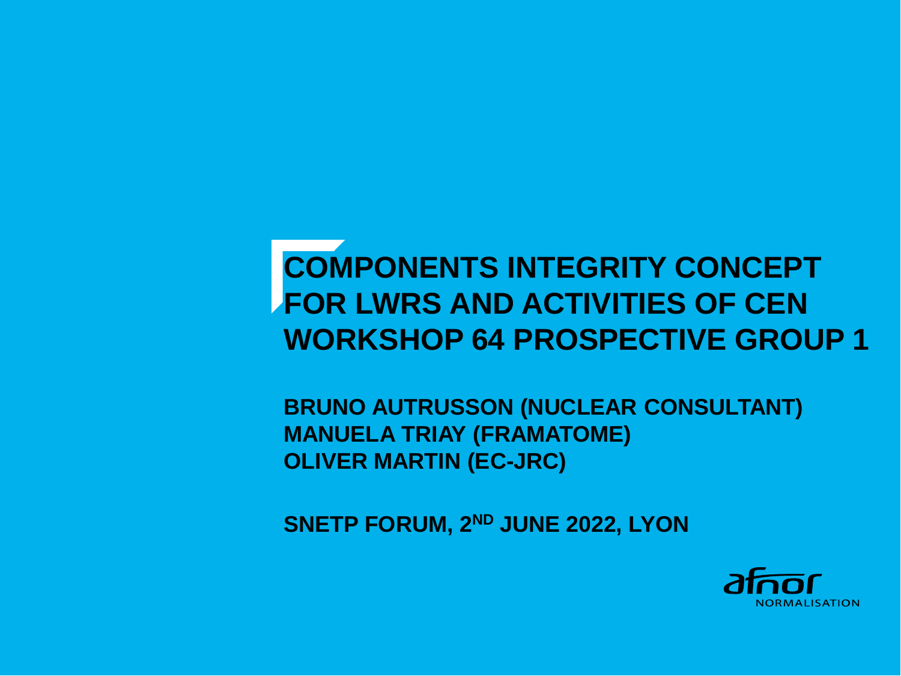# COMPONENTS INTEGRITY CONCEPT FOR LWRS AND ACTIVITIES OF CEN WORKSHOP 64 PROSPECTIVE GROUP 1

**BRUNO AUTRUSSON (NUCLEAR CONSULTANT)**
**MANUELA TRIAY (FRAMATOME)**
**OLIVER MARTIN (EC-JRC)**

**SNETP FORUM, 2ND JUNE 2022, LYON**

afnor NORMALISATION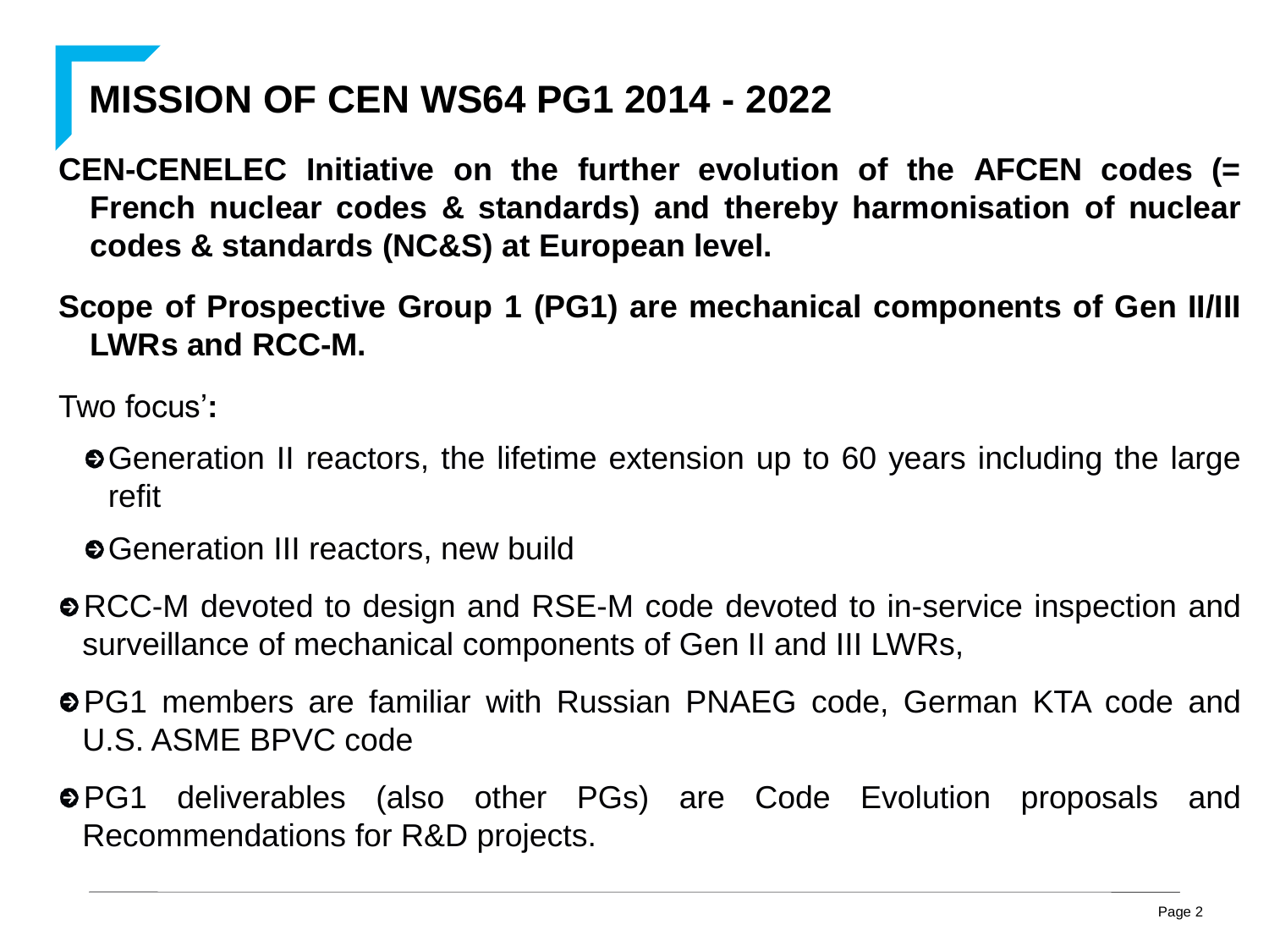# MISSION OF CEN WS64 PG1 2014 - 2022

**CEN-CENELEC Initiative on the further evolution of the AFCEN codes (= French nuclear codes & standards) and thereby harmonisation of nuclear codes & standards (NC&S) at European level.**

**Scope of Prospective Group 1 (PG1) are mechanical components of Gen II/III LWRs and RCC-M.**

Two focus'**:**

- Generation II reactors, the lifetime extension up to 60 years including the large refit
- Generation III reactors, new build

- RCC-M devoted to design and RSE-M code devoted to in-service inspection and surveillance of mechanical components of Gen II and III LWRs,
- PG1 members are familiar with Russian PNAEG code, German KTA code and U.S. ASME BPVC code
- PG1 deliverables (also other PGs) are Code Evolution proposals and Recommendations for R&D projects.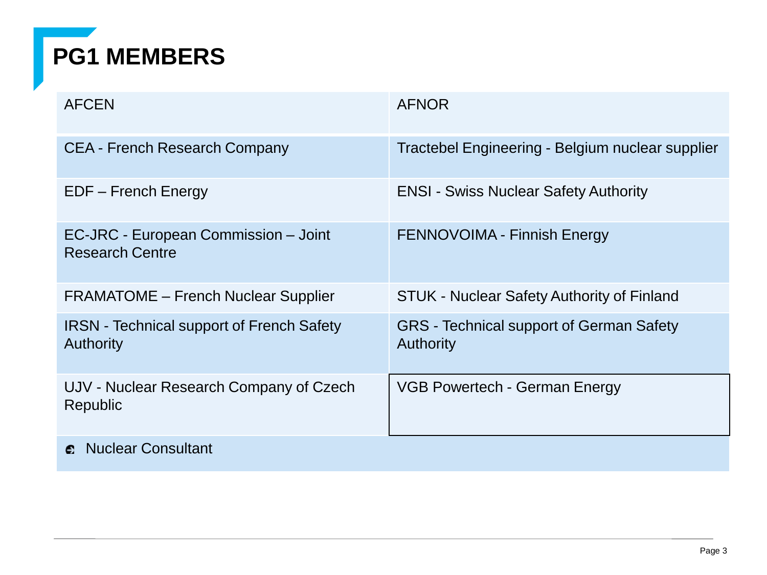# PG1 MEMBERS

| | |
|---|---|
| AFCEN | AFNOR |
| CEA - French Research Company | Tractebel Engineering - Belgium nuclear supplier |
| EDF – French Energy | ENSI - Swiss Nuclear Safety Authority |
| EC-JRC - European Commission – Joint Research Centre | FENNOVOIMA - Finnish Energy |
| FRAMATOME – French Nuclear Supplier | STUK - Nuclear Safety Authority of Finland |
| IRSN - Technical support of French Safety Authority | GRS - Technical support of German Safety Authority |
| UJV - Nuclear Research Company of Czech Republic | VGB Powertech - German Energy |
| Nuclear Consultant | |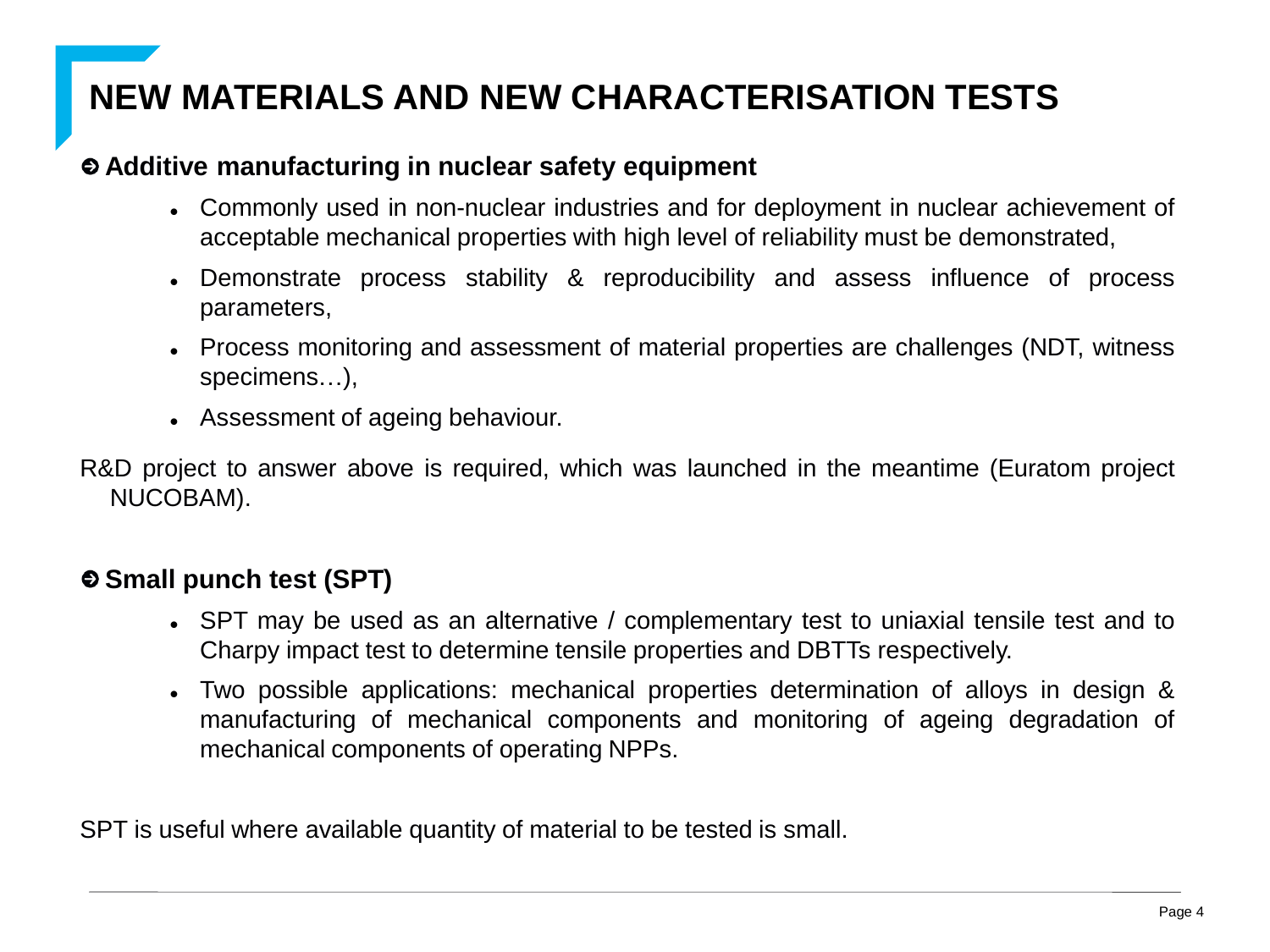# NEW MATERIALS AND NEW CHARACTERISATION TESTS

**➲ Additive manufacturing in nuclear safety equipment**

- Commonly used in non-nuclear industries and for deployment in nuclear achievement of acceptable mechanical properties with high level of reliability must be demonstrated,
- Demonstrate process stability & reproducibility and assess influence of process parameters,
- Process monitoring and assessment of material properties are challenges (NDT, witness specimens…),
- Assessment of ageing behaviour.

R&D project to answer above is required, which was launched in the meantime (Euratom project NUCOBAM).

**➲ Small punch test (SPT)**

- SPT may be used as an alternative / complementary test to uniaxial tensile test and to Charpy impact test to determine tensile properties and DBTTs respectively.
- Two possible applications: mechanical properties determination of alloys in design & manufacturing of mechanical components and monitoring of ageing degradation of mechanical components of operating NPPs.

SPT is useful where available quantity of material to be tested is small.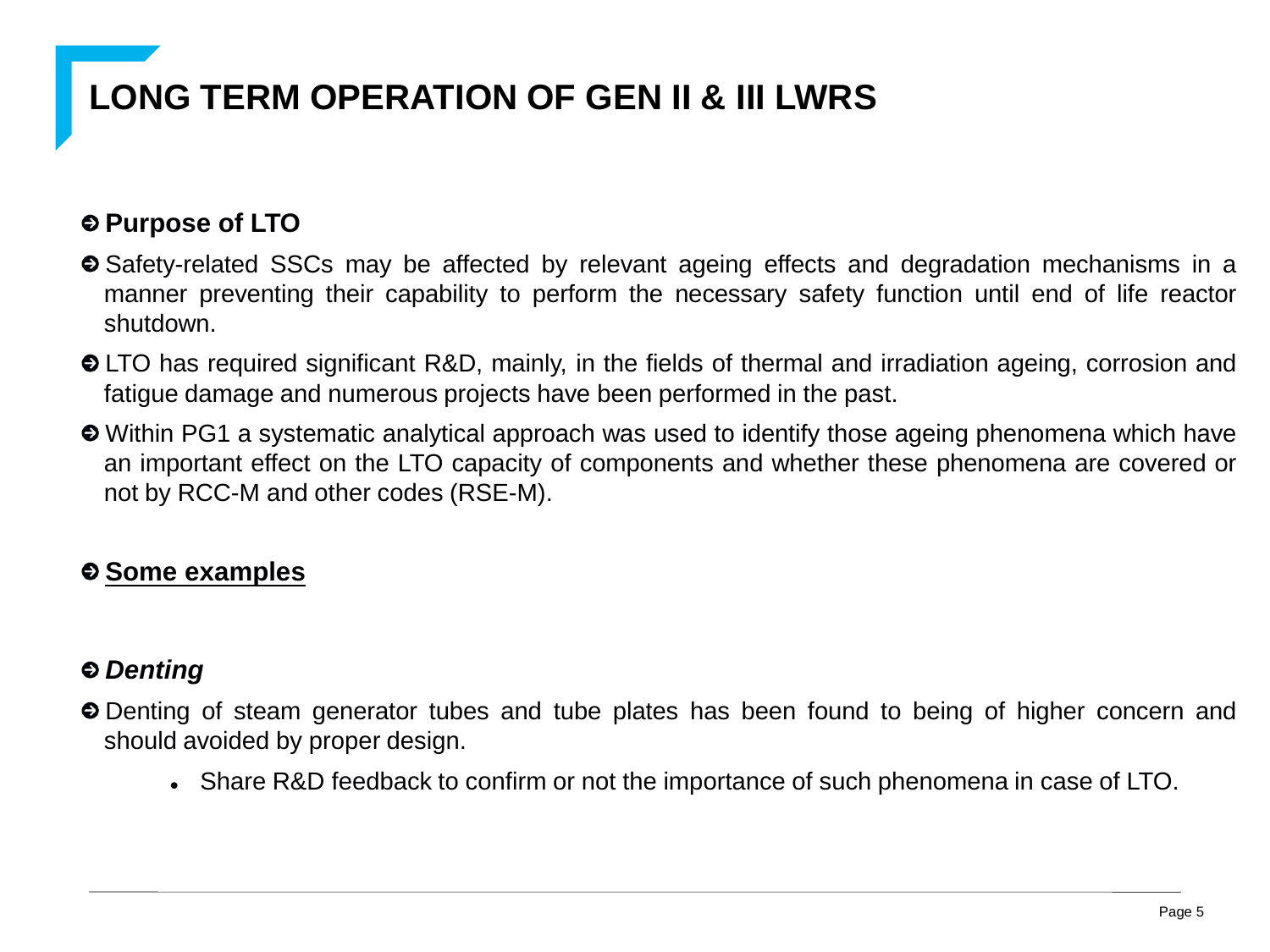# LONG TERM OPERATION OF GEN II & III LWRS

## Purpose of LTO

- Safety-related SSCs may be affected by relevant ageing effects and degradation mechanisms in a manner preventing their capability to perform the necessary safety function until end of life reactor shutdown.
- LTO has required significant R&D, mainly, in the fields of thermal and irradiation ageing, corrosion and fatigue damage and numerous projects have been performed in the past.
- Within PG1 a systematic analytical approach was used to identify those ageing phenomena which have an important effect on the LTO capacity of components and whether these phenomena are covered or not by RCC-M and other codes (RSE-M).

## <u>Some examples</u>

## *Denting*

- Denting of steam generator tubes and tube plates has been found to being of higher concern and should avoided by proper design.
  - Share R&D feedback to confirm or not the importance of such phenomena in case of LTO.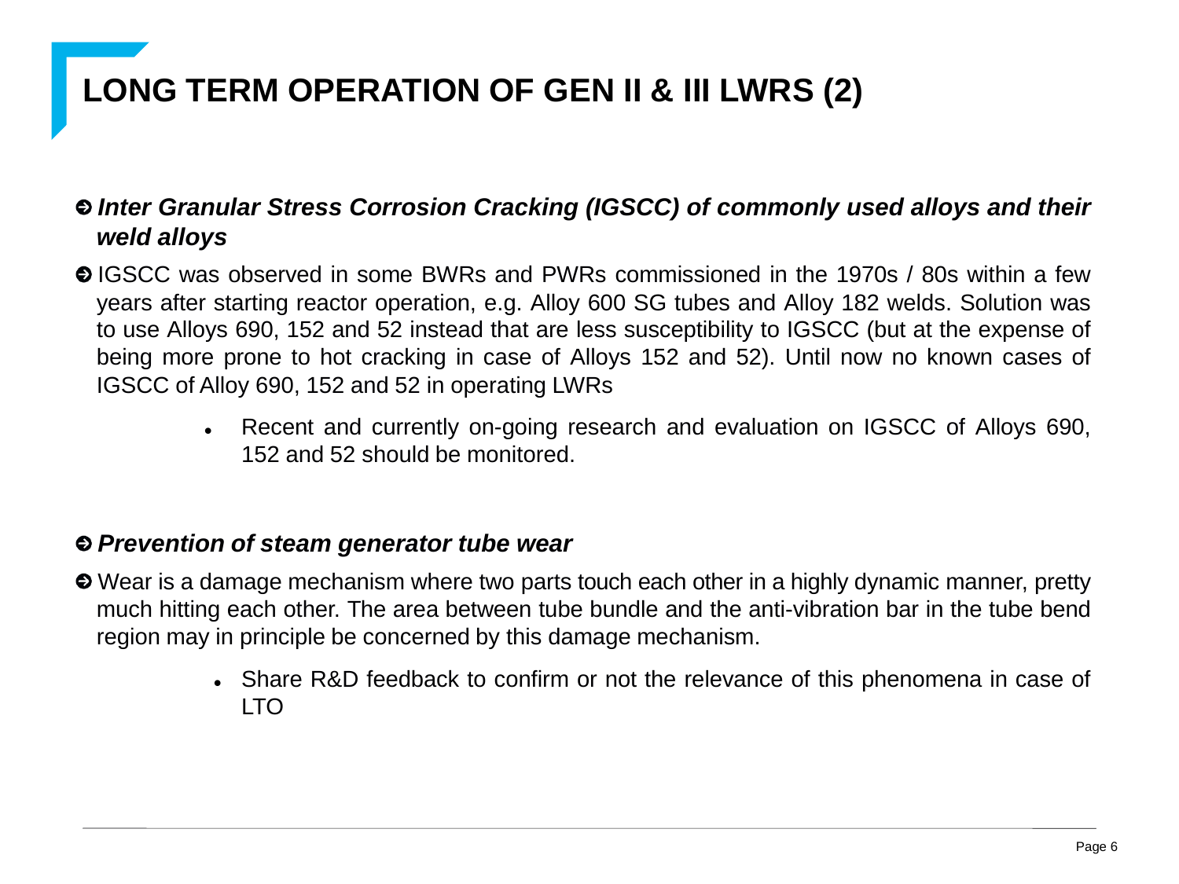# LONG TERM OPERATION OF GEN II & III LWRS (2)

- ***Inter Granular Stress Corrosion Cracking (IGSCC) of commonly used alloys and their weld alloys***
- IGSCC was observed in some BWRs and PWRs commissioned in the 1970s / 80s within a few years after starting reactor operation, e.g. Alloy 600 SG tubes and Alloy 182 welds. Solution was to use Alloys 690, 152 and 52 instead that are less susceptibility to IGSCC (but at the expense of being more prone to hot cracking in case of Alloys 152 and 52). Until now no known cases of IGSCC of Alloy 690, 152 and 52 in operating LWRs
  - Recent and currently on-going research and evaluation on IGSCC of Alloys 690, 152 and 52 should be monitored.

- ***Prevention of steam generator tube wear***
- Wear is a damage mechanism where two parts touch each other in a highly dynamic manner, pretty much hitting each other. The area between tube bundle and the anti-vibration bar in the tube bend region may in principle be concerned by this damage mechanism.
  - Share R&D feedback to confirm or not the relevance of this phenomena in case of LTO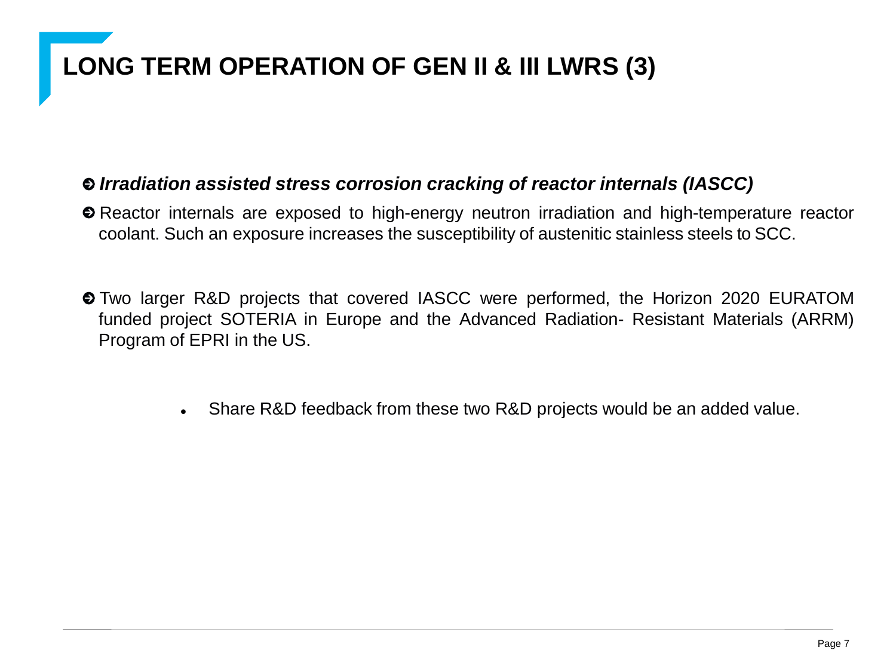# LONG TERM OPERATION OF GEN II & III LWRS (3)

- ***Irradiation assisted stress corrosion cracking of reactor internals (IASCC)***
- Reactor internals are exposed to high-energy neutron irradiation and high-temperature reactor coolant. Such an exposure increases the susceptibility of austenitic stainless steels to SCC.
- Two larger R&D projects that covered IASCC were performed, the Horizon 2020 EURATOM funded project SOTERIA in Europe and the Advanced Radiation- Resistant Materials (ARRM) Program of EPRI in the US.
  - Share R&D feedback from these two R&D projects would be an added value.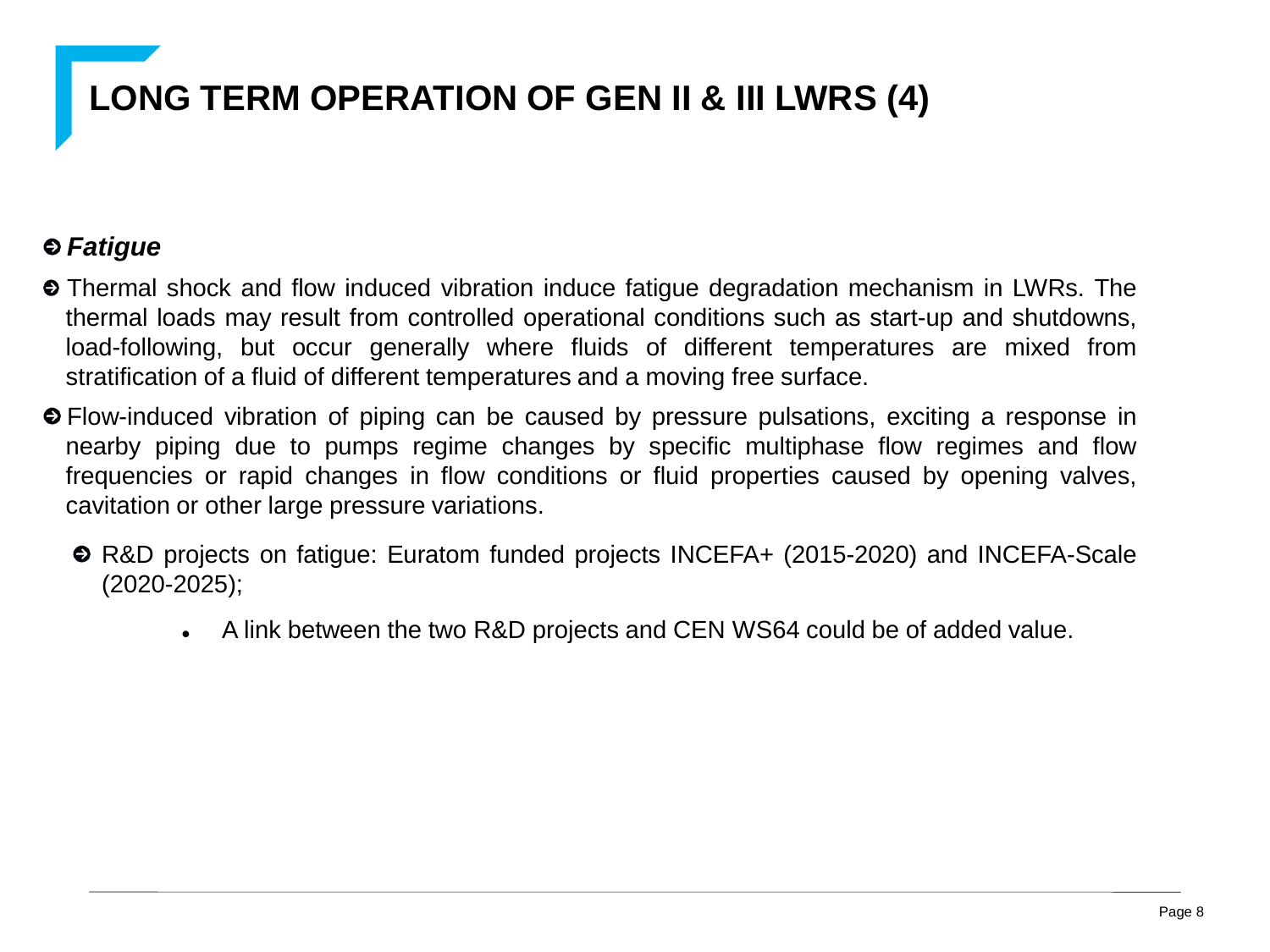# LONG TERM OPERATION OF GEN II & III LWRS (4)

- ***Fatigue***
- Thermal shock and flow induced vibration induce fatigue degradation mechanism in LWRs. The thermal loads may result from controlled operational conditions such as start-up and shutdowns, load-following, but occur generally where fluids of different temperatures are mixed from stratification of a fluid of different temperatures and a moving free surface.
- Flow-induced vibration of piping can be caused by pressure pulsations, exciting a response in nearby piping due to pumps regime changes by specific multiphase flow regimes and flow frequencies or rapid changes in flow conditions or fluid properties caused by opening valves, cavitation or other large pressure variations.
  - R&D projects on fatigue: Euratom funded projects INCEFA+ (2015-2020) and INCEFA-Scale (2020-2025);
    - A link between the two R&D projects and CEN WS64 could be of added value.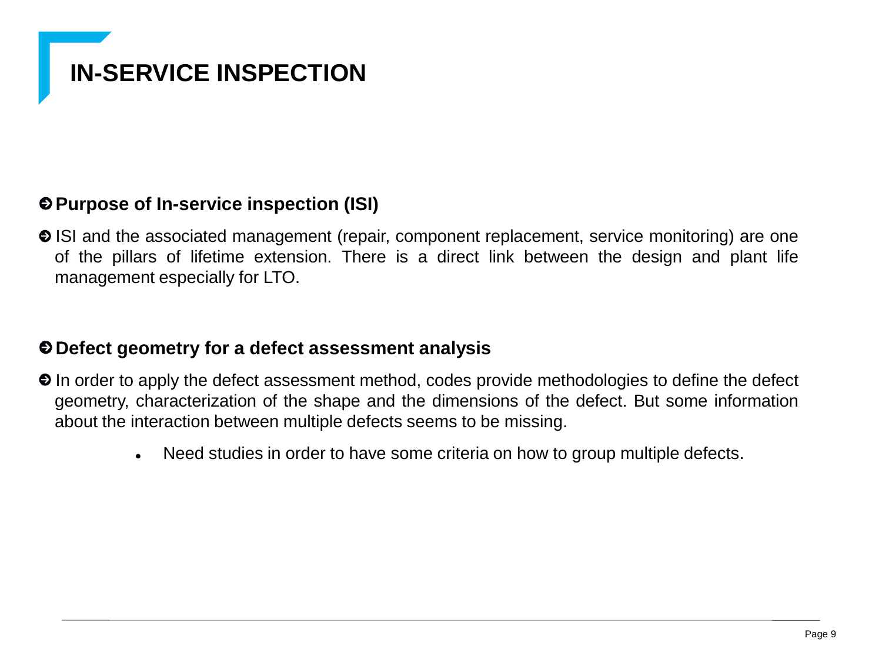# IN-SERVICE INSPECTION

## Purpose of In-service inspection (ISI)

- ISI and the associated management (repair, component replacement, service monitoring) are one of the pillars of lifetime extension. There is a direct link between the design and plant life management especially for LTO.

## Defect geometry for a defect assessment analysis

- In order to apply the defect assessment method, codes provide methodologies to define the defect geometry, characterization of the shape and the dimensions of the defect. But some information about the interaction between multiple defects seems to be missing.
  - Need studies in order to have some criteria on how to group multiple defects.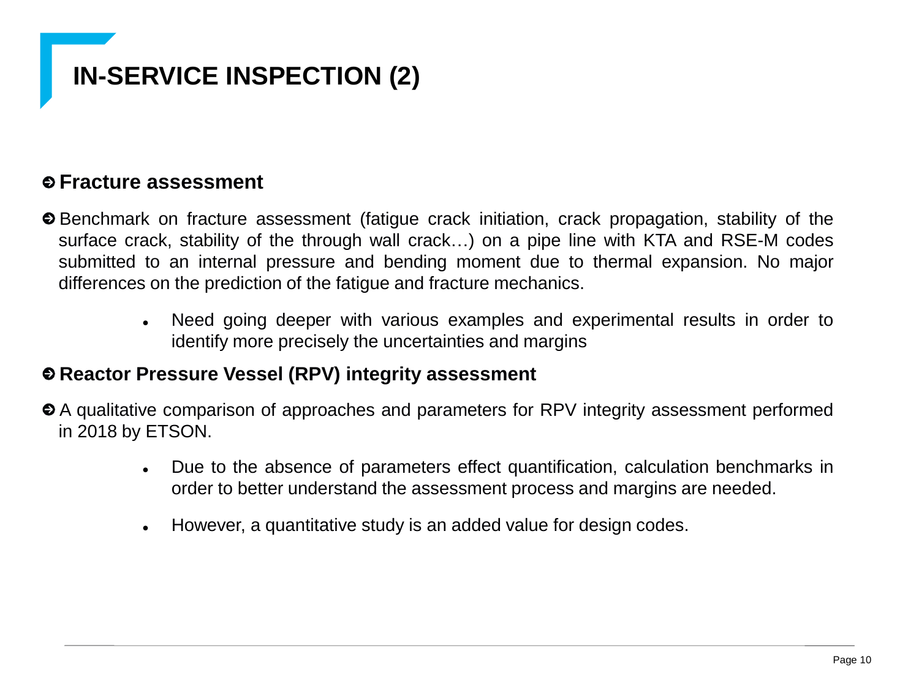# IN-SERVICE INSPECTION (2)

## Fracture assessment

- Benchmark on fracture assessment (fatigue crack initiation, crack propagation, stability of the surface crack, stability of the through wall crack…) on a pipe line with KTA and RSE-M codes submitted to an internal pressure and bending moment due to thermal expansion. No major differences on the prediction of the fatigue and fracture mechanics.
  - Need going deeper with various examples and experimental results in order to identify more precisely the uncertainties and margins

## Reactor Pressure Vessel (RPV) integrity assessment

- A qualitative comparison of approaches and parameters for RPV integrity assessment performed in 2018 by ETSON.
  - Due to the absence of parameters effect quantification, calculation benchmarks in order to better understand the assessment process and margins are needed.
  - However, a quantitative study is an added value for design codes.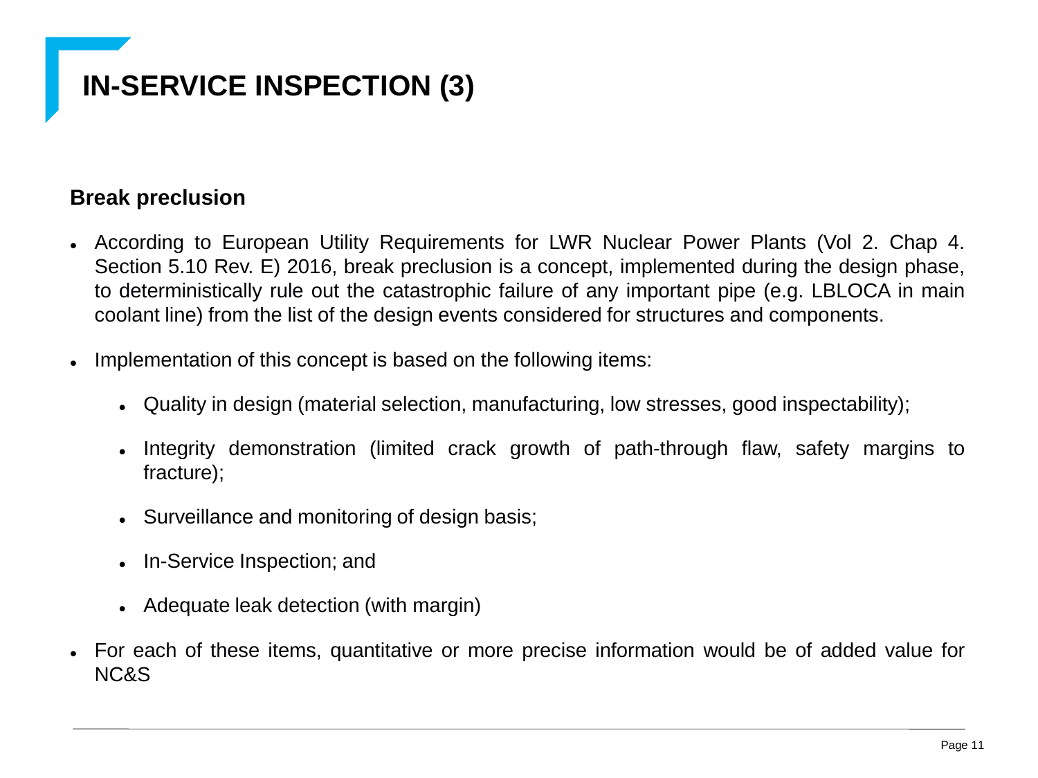# IN-SERVICE INSPECTION (3)

**Break preclusion**

- According to European Utility Requirements for LWR Nuclear Power Plants (Vol 2. Chap 4. Section 5.10 Rev. E) 2016, break preclusion is a concept, implemented during the design phase, to deterministically rule out the catastrophic failure of any important pipe (e.g. LBLOCA in main coolant line) from the list of the design events considered for structures and components.
- Implementation of this concept is based on the following items:
  - Quality in design (material selection, manufacturing, low stresses, good inspectability);
  - Integrity demonstration (limited crack growth of path-through flaw, safety margins to fracture);
  - Surveillance and monitoring of design basis;
  - In-Service Inspection; and
  - Adequate leak detection (with margin)
- For each of these items, quantitative or more precise information would be of added value for NC&S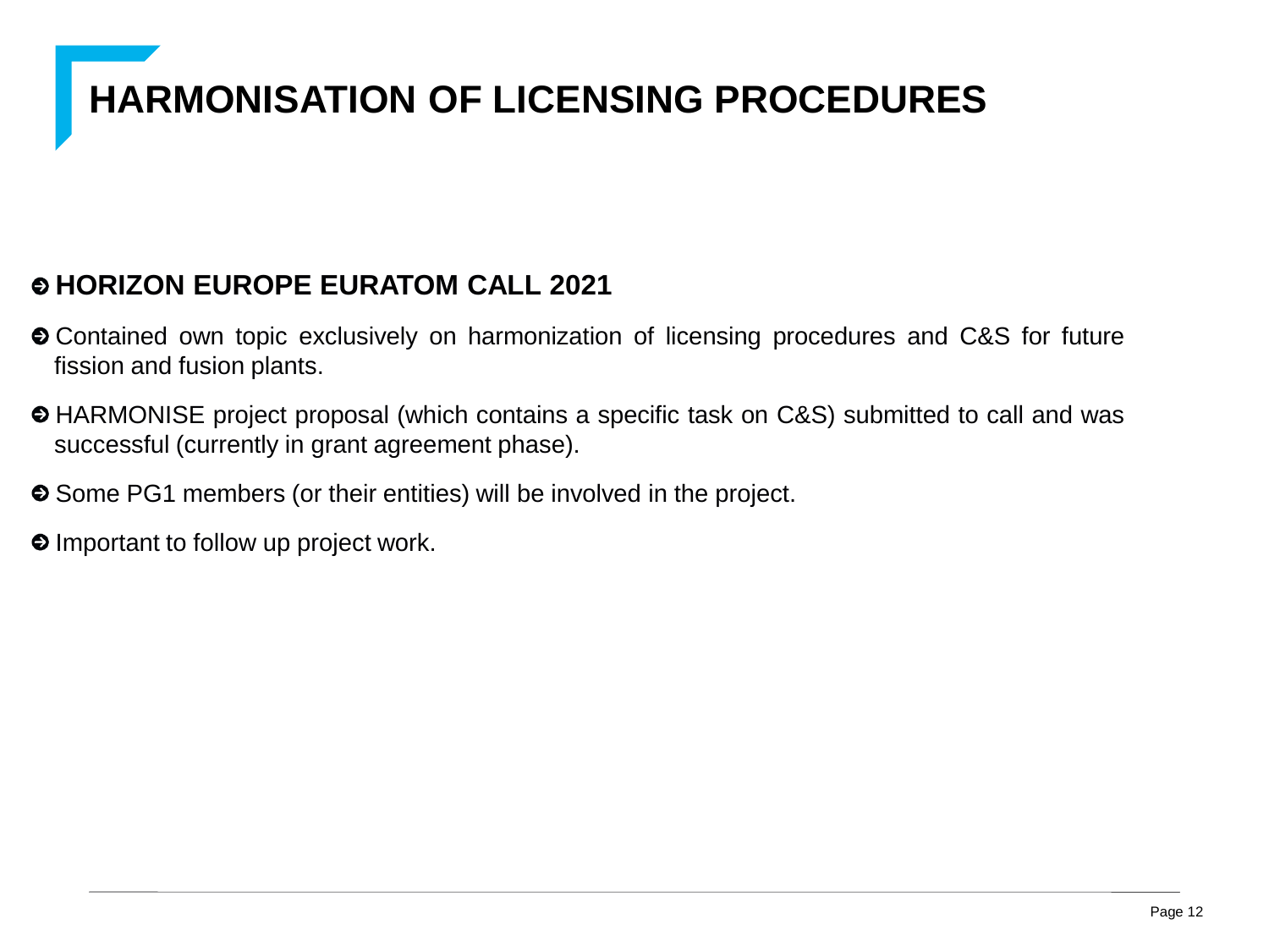# HARMONISATION OF LICENSING PROCEDURES

## HORIZON EUROPE EURATOM CALL 2021

- Contained own topic exclusively on harmonization of licensing procedures and C&S for future fission and fusion plants.
- HARMONISE project proposal (which contains a specific task on C&S) submitted to call and was successful (currently in grant agreement phase).
- Some PG1 members (or their entities) will be involved in the project.
- Important to follow up project work.